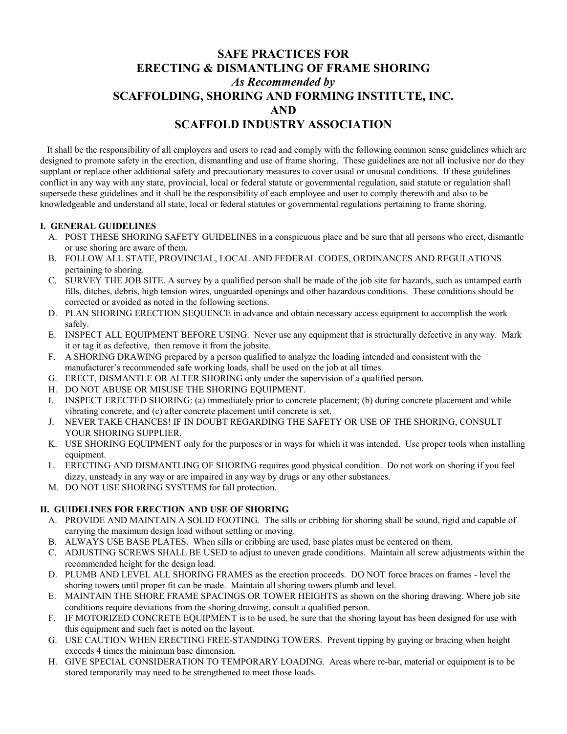# SAFE PRACTICES FOR ERECTING & DISMANTLING OF FRAME SHORING

*As Recommended by*

## SCAFFOLDING, SHORING AND FORMING INSTITUTE, INC. AND SCAFFOLD INDUSTRY ASSOCIATION

It shall be the responsibility of all employers and users to read and comply with the following common sense guidelines which are designed to promote safety in the erection, dismantling and use of frame shoring. These guidelines are not all inclusive nor do they supplant or replace other additional safety and precautionary measures to cover usual or unusual conditions. If these guidelines conflict in any way with any state, provincial, local or federal statute or governmental regulation, said statute or regulation shall supersede these guidelines and it shall be the responsibility of each employee and user to comply therewith and also to be knowledgeable and understand all state, local or federal statutes or governmental regulations pertaining to frame shoring.

**I. GENERAL GUIDELINES**

A. POST THESE SHORING SAFETY GUIDELINES in a conspicuous place and be sure that all persons who erect, dismantle or use shoring are aware of them.

B. FOLLOW ALL STATE, PROVINCIAL, LOCAL AND FEDERAL CODES, ORDINANCES AND REGULATIONS pertaining to shoring.

C. SURVEY THE JOB SITE. A survey by a qualified person shall be made of the job site for hazards, such as untamped earth fills, ditches, debris, high tension wires, unguarded openings and other hazardous conditions. These conditions should be corrected or avoided as noted in the following sections.

D. PLAN SHORING ERECTION SEQUENCE in advance and obtain necessary access equipment to accomplish the work safely.

E. INSPECT ALL EQUIPMENT BEFORE USING. Never use any equipment that is structurally defective in any way. Mark it or tag it as defective, then remove it from the jobsite.

F. A SHORING DRAWING prepared by a person qualified to analyze the loading intended and consistent with the manufacturer's recommended safe working loads, shall be used on the job at all times.

G. ERECT, DISMANTLE OR ALTER SHORING only under the supervision of a qualified person.

H. DO NOT ABUSE OR MISUSE THE SHORING EQUIPMENT.

I. INSPECT ERECTED SHORING: (a) immediately prior to concrete placement; (b) during concrete placement and while vibrating concrete, and (c) after concrete placement until concrete is set.

J. NEVER TAKE CHANCES! IF IN DOUBT REGARDING THE SAFETY OR USE OF THE SHORING, CONSULT YOUR SHORING SUPPLIER.

K. USE SHORING EQUIPMENT only for the purposes or in ways for which it was intended. Use proper tools when installing equipment.

L. ERECTING AND DISMANTLING OF SHORING requires good physical condition. Do not work on shoring if you feel dizzy, unsteady in any way or are impaired in any way by drugs or any other substances.

M. DO NOT USE SHORING SYSTEMS for fall protection.

**II. GUIDELINES FOR ERECTION AND USE OF SHORING**

A. PROVIDE AND MAINTAIN A SOLID FOOTING. The sills or cribbing for shoring shall be sound, rigid and capable of carrying the maximum design load without settling or moving.

B. ALWAYS USE BASE PLATES. When sills or cribbing are used, base plates must be centered on them.

C. ADJUSTING SCREWS SHALL BE USED to adjust to uneven grade conditions. Maintain all screw adjustments within the recommended height for the design load.

D. PLUMB AND LEVEL ALL SHORING FRAMES as the erection proceeds. DO NOT force braces on frames - level the shoring towers until proper fit can be made. Maintain all shoring towers plumb and level.

E. MAINTAIN THE SHORE FRAME SPACINGS OR TOWER HEIGHTS as shown on the shoring drawing. Where job site conditions require deviations from the shoring drawing, consult a qualified person.

F. IF MOTORIZED CONCRETE EQUIPMENT is to be used, be sure that the shoring layout has been designed for use with this equipment and such fact is noted on the layout.

G. USE CAUTION WHEN ERECTING FREE-STANDING TOWERS. Prevent tipping by guying or bracing when height exceeds 4 times the minimum base dimension.

H. GIVE SPECIAL CONSIDERATION TO TEMPORARY LOADING. Areas where re-bar, material or equipment is to be stored temporarily may need to be strengthened to meet those loads.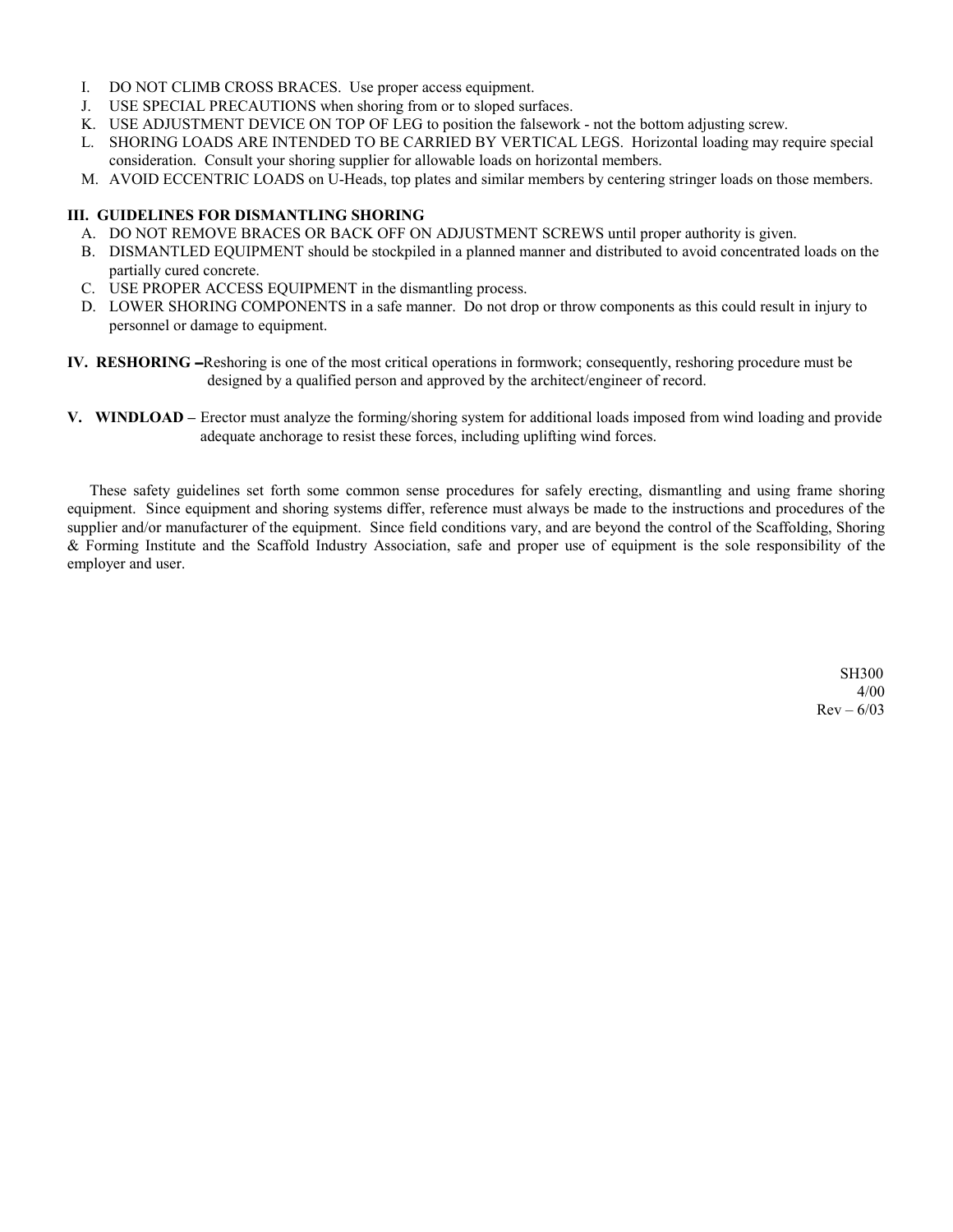I. DO NOT CLIMB CROSS BRACES. Use proper access equipment.
J. USE SPECIAL PRECAUTIONS when shoring from or to sloped surfaces.
K. USE ADJUSTMENT DEVICE ON TOP OF LEG to position the falsework - not the bottom adjusting screw.
L. SHORING LOADS ARE INTENDED TO BE CARRIED BY VERTICAL LEGS. Horizontal loading may require special consideration. Consult your shoring supplier for allowable loads on horizontal members.
M. AVOID ECCENTRIC LOADS on U-Heads, top plates and similar members by centering stringer loads on those members.

**III. GUIDELINES FOR DISMANTLING SHORING**

A. DO NOT REMOVE BRACES OR BACK OFF ON ADJUSTMENT SCREWS until proper authority is given.
B. DISMANTLED EQUIPMENT should be stockpiled in a planned manner and distributed to avoid concentrated loads on the partially cured concrete.
C. USE PROPER ACCESS EQUIPMENT in the dismantling process.
D. LOWER SHORING COMPONENTS in a safe manner. Do not drop or throw components as this could result in injury to personnel or damage to equipment.

**IV. RESHORING –** Reshoring is one of the most critical operations in formwork; consequently, reshoring procedure must be designed by a qualified person and approved by the architect/engineer of record.

**V. WINDLOAD –** Erector must analyze the forming/shoring system for additional loads imposed from wind loading and provide adequate anchorage to resist these forces, including uplifting wind forces.

These safety guidelines set forth some common sense procedures for safely erecting, dismantling and using frame shoring equipment. Since equipment and shoring systems differ, reference must always be made to the instructions and procedures of the supplier and/or manufacturer of the equipment. Since field conditions vary, and are beyond the control of the Scaffolding, Shoring & Forming Institute and the Scaffold Industry Association, safe and proper use of equipment is the sole responsibility of the employer and user.

SH300
4/00
Rev – 6/03